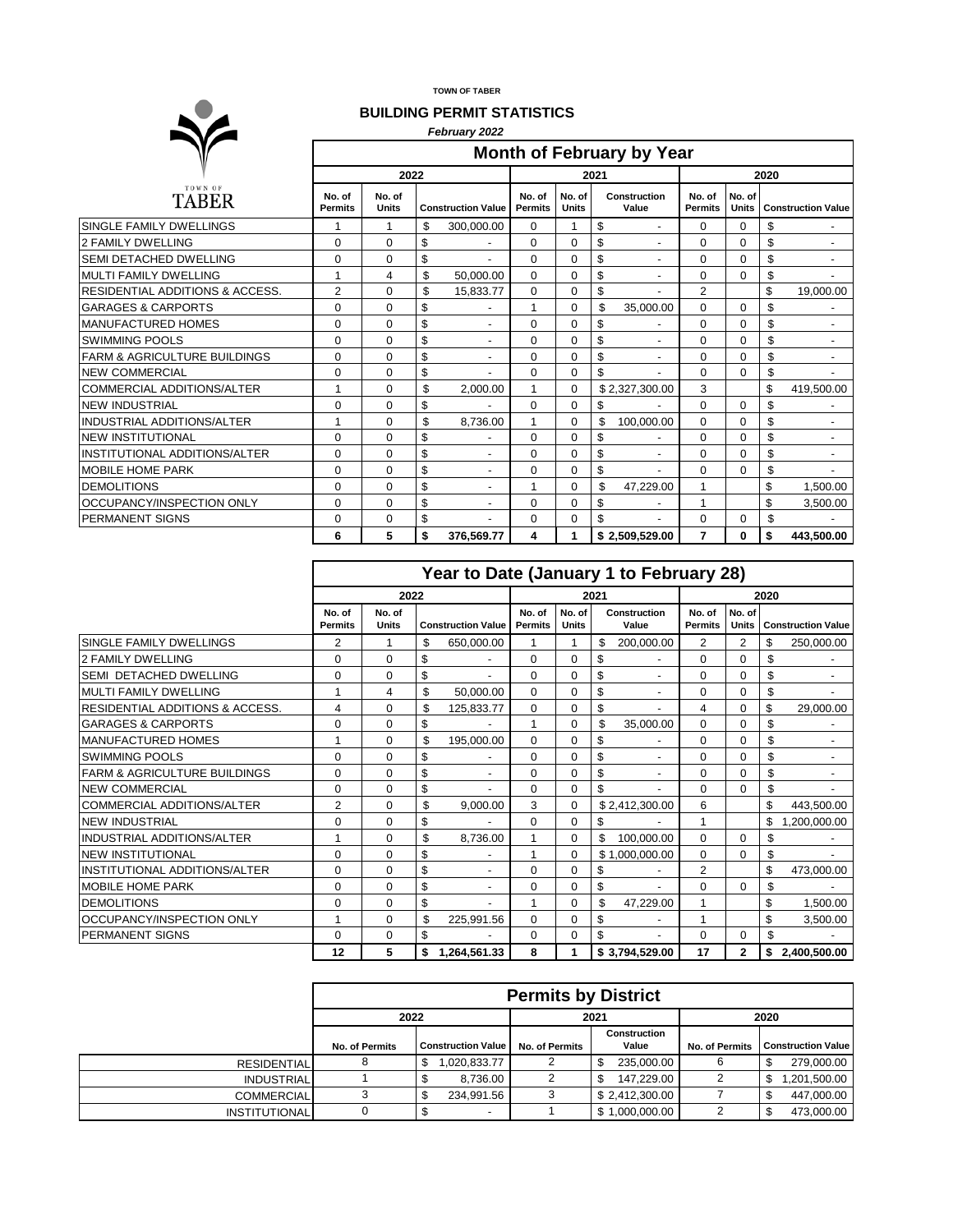TOWN OF TABER

# BUILDING PERMIT STATISTICS

*February 2022*

## Month of February by Year

| | 2022 | | | 2021 | | | 2020 | | |
|---|---|---|---|---|---|---|---|---|---|
| | No. of Permits | No. of Units | Construction Value | No. of Permits | No. of Units | Construction Value | No. of Permits | No. of Units | Construction Value |
| SINGLE FAMILY DWELLINGS | 1 | 1 | $ 300,000.00 | 0 | 1 | $ - | 0 | 0 | $ - |
| 2 FAMILY DWELLING | 0 | 0 | $ - | 0 | 0 | $ - | 0 | 0 | $ - |
| SEMI DETACHED DWELLING | 0 | 0 | $ - | 0 | 0 | $ - | 0 | 0 | $ - |
| MULTI FAMILY DWELLING | 1 | 4 | $ 50,000.00 | 0 | 0 | $ - | 0 | 0 | $ - |
| RESIDENTIAL ADDITIONS & ACCESS. | 2 | 0 | $ 15,833.77 | 0 | 0 | $ - | 2 | | $ 19,000.00 |
| GARAGES & CARPORTS | 0 | 0 | $ - | 1 | 0 | $ 35,000.00 | 0 | 0 | $ - |
| MANUFACTURED HOMES | 0 | 0 | $ - | 0 | 0 | $ - | 0 | 0 | $ - |
| SWIMMING POOLS | 0 | 0 | $ - | 0 | 0 | $ - | 0 | 0 | $ - |
| FARM & AGRICULTURE BUILDINGS | 0 | 0 | $ - | 0 | 0 | $ - | 0 | 0 | $ - |
| NEW COMMERCIAL | 0 | 0 | $ - | 0 | 0 | $ - | 0 | 0 | $ - |
| COMMERCIAL ADDITIONS/ALTER | 1 | 0 | $ 2,000.00 | 1 | 0 | $ 2,327,300.00 | 3 | | $ 419,500.00 |
| NEW INDUSTRIAL | 0 | 0 | $ - | 0 | 0 | $ - | 0 | 0 | $ - |
| INDUSTRIAL ADDITIONS/ALTER | 1 | 0 | $ 8,736.00 | 1 | 0 | $ 100,000.00 | 0 | 0 | $ - |
| NEW INSTITUTIONAL | 0 | 0 | $ - | 0 | 0 | $ - | 0 | 0 | $ - |
| INSTITUTIONAL ADDITIONS/ALTER | 0 | 0 | $ - | 0 | 0 | $ - | 0 | 0 | $ - |
| MOBILE HOME PARK | 0 | 0 | $ - | 0 | 0 | $ - | 0 | 0 | $ - |
| DEMOLITIONS | 0 | 0 | $ - | 1 | 0 | $ 47,229.00 | 1 | | $ 1,500.00 |
| OCCUPANCY/INSPECTION ONLY | 0 | 0 | $ - | 0 | 0 | $ - | 1 | | $ 3,500.00 |
| PERMANENT SIGNS | 0 | 0 | $ - | 0 | 0 | $ - | 0 | 0 | $ - |
| | **6** | **5** | **$ 376,569.77** | **4** | **1** | **$ 2,509,529.00** | **7** | **0** | **$ 443,500.00** |

## Year to Date (January 1 to February 28)

| | 2022 | | | 2021 | | | 2020 | | |
|---|---|---|---|---|---|---|---|---|---|
| | No. of Permits | No. of Units | Construction Value | No. of Permits | No. of Units | Construction Value | No. of Permits | No. of Units | Construction Value |
| SINGLE FAMILY DWELLINGS | 2 | 1 | $ 650,000.00 | 1 | 1 | $ 200,000.00 | 2 | 2 | $ 250,000.00 |
| 2 FAMILY DWELLING | 0 | 0 | $ - | 0 | 0 | $ - | 0 | 0 | $ - |
| SEMI DETACHED DWELLING | 0 | 0 | $ - | 0 | 0 | $ - | 0 | 0 | $ - |
| MULTI FAMILY DWELLING | 1 | 4 | $ 50,000.00 | 0 | 0 | $ - | 0 | 0 | $ - |
| RESIDENTIAL ADDITIONS & ACCESS. | 4 | 0 | $ 125,833.77 | 0 | 0 | $ - | 4 | 0 | $ 29,000.00 |
| GARAGES & CARPORTS | 0 | 0 | $ - | 1 | 0 | $ 35,000.00 | 0 | 0 | $ - |
| MANUFACTURED HOMES | 1 | 0 | $ 195,000.00 | 0 | 0 | $ - | 0 | 0 | $ - |
| SWIMMING POOLS | 0 | 0 | $ - | 0 | 0 | $ - | 0 | 0 | $ - |
| FARM & AGRICULTURE BUILDINGS | 0 | 0 | $ - | 0 | 0 | $ - | 0 | 0 | $ - |
| NEW COMMERCIAL | 0 | 0 | $ - | 0 | 0 | $ - | 0 | 0 | $ - |
| COMMERCIAL ADDITIONS/ALTER | 2 | 0 | $ 9,000.00 | 3 | 0 | $ 2,412,300.00 | 6 | | $ 443,500.00 |
| NEW INDUSTRIAL | 0 | 0 | $ - | 0 | 0 | $ - | 1 | | $ 1,200,000.00 |
| INDUSTRIAL ADDITIONS/ALTER | 1 | 0 | $ 8,736.00 | 1 | 0 | $ 100,000.00 | 0 | 0 | $ - |
| NEW INSTITUTIONAL | 0 | 0 | $ - | 1 | 0 | $ 1,000,000.00 | 0 | 0 | $ - |
| INSTITUTIONAL ADDITIONS/ALTER | 0 | 0 | $ - | 0 | 0 | $ - | 2 | | $ 473,000.00 |
| MOBILE HOME PARK | 0 | 0 | $ - | 0 | 0 | $ - | 0 | 0 | $ - |
| DEMOLITIONS | 0 | 0 | $ - | 1 | 0 | $ 47,229.00 | 1 | | $ 1,500.00 |
| OCCUPANCY/INSPECTION ONLY | 1 | 0 | $ 225,991.56 | 0 | 0 | $ - | 1 | | $ 3,500.00 |
| PERMANENT SIGNS | 0 | 0 | $ - | 0 | 0 | $ - | 0 | 0 | $ - |
| | **12** | **5** | **$ 1,264,561.33** | **8** | **1** | **$ 3,794,529.00** | **17** | **2** | **$ 2,400,500.00** |

## Permits by District

| | 2022 | | 2021 | | 2020 | |
|---|---|---|---|---|---|---|
| | No. of Permits | Construction Value | No. of Permits | Construction Value | No. of Permits | Construction Value |
| RESIDENTIAL | 8 | $ 1,020,833.77 | 2 | $ 235,000.00 | 6 | $ 279,000.00 |
| INDUSTRIAL | 1 | $ 8,736.00 | 2 | $ 147,229.00 | 2 | $ 1,201,500.00 |
| COMMERCIAL | 3 | $ 234,991.56 | 3 | $ 2,412,300.00 | 7 | $ 447,000.00 |
| INSTITUTIONAL | 0 | $ - | 1 | $ 1,000,000.00 | 2 | $ 473,000.00 |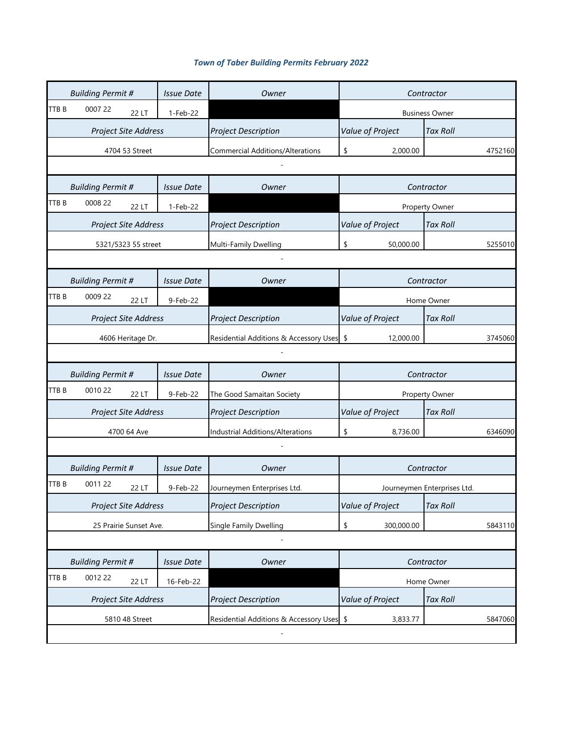### *Town of Taber Building Permits February 2022*

| *Building Permit #* | | *Issue Date* | *Owner* | *Contractor* | |
|---|---|---|---|---|---|
| TTB B 0007 22 | 22 LT | 1-Feb-22 | | Business Owner | |
| *Project Site Address* | | | *Project Description* | *Value of Project* | *Tax Roll* |
| 4704 53 Street | | | Commercial Additions/Alterations | $ 2,000.00 | 4752160 |
| - | | | | | |

| *Building Permit #* | | *Issue Date* | *Owner* | *Contractor* | |
|---|---|---|---|---|---|
| TTB B 0008 22 | 22 LT | 1-Feb-22 | | Property Owner | |
| *Project Site Address* | | | *Project Description* | *Value of Project* | *Tax Roll* |
| 5321/5323 55 street | | | Multi-Family Dwelling | $ 50,000.00 | 5255010 |
| - | | | | | |

| *Building Permit #* | | *Issue Date* | *Owner* | *Contractor* | |
|---|---|---|---|---|---|
| TTB B 0009 22 | 22 LT | 9-Feb-22 | | Home Owner | |
| *Project Site Address* | | | *Project Description* | *Value of Project* | *Tax Roll* |
| 4606 Heritage Dr. | | | Residential Additions & Accessory Uses | $ 12,000.00 | 3745060 |
| - | | | | | |

| *Building Permit #* | | *Issue Date* | *Owner* | *Contractor* | |
|---|---|---|---|---|---|
| TTB B 0010 22 | 22 LT | 9-Feb-22 | The Good Samaitan Society | Property Owner | |
| *Project Site Address* | | | *Project Description* | *Value of Project* | *Tax Roll* |
| 4700 64 Ave | | | Industrial Additions/Alterations | $ 8,736.00 | 6346090 |
| - | | | | | |

| *Building Permit #* | | *Issue Date* | *Owner* | *Contractor* | |
|---|---|---|---|---|---|
| TTB B 0011 22 | 22 LT | 9-Feb-22 | Journeymen Enterprises Ltd. | Journeymen Enterprises Ltd. | |
| *Project Site Address* | | | *Project Description* | *Value of Project* | *Tax Roll* |
| 25 Prairie Sunset Ave. | | | Single Family Dwelling | $ 300,000.00 | 5843110 |
| - | | | | | |

| *Building Permit #* | | *Issue Date* | *Owner* | *Contractor* | |
|---|---|---|---|---|---|
| TTB B 0012 22 | 22 LT | 16-Feb-22 | | Home Owner | |
| *Project Site Address* | | | *Project Description* | *Value of Project* | *Tax Roll* |
| 5810 48 Street | | | Residential Additions & Accessory Uses | $ 3,833.77 | 5847060 |
| - | | | | | |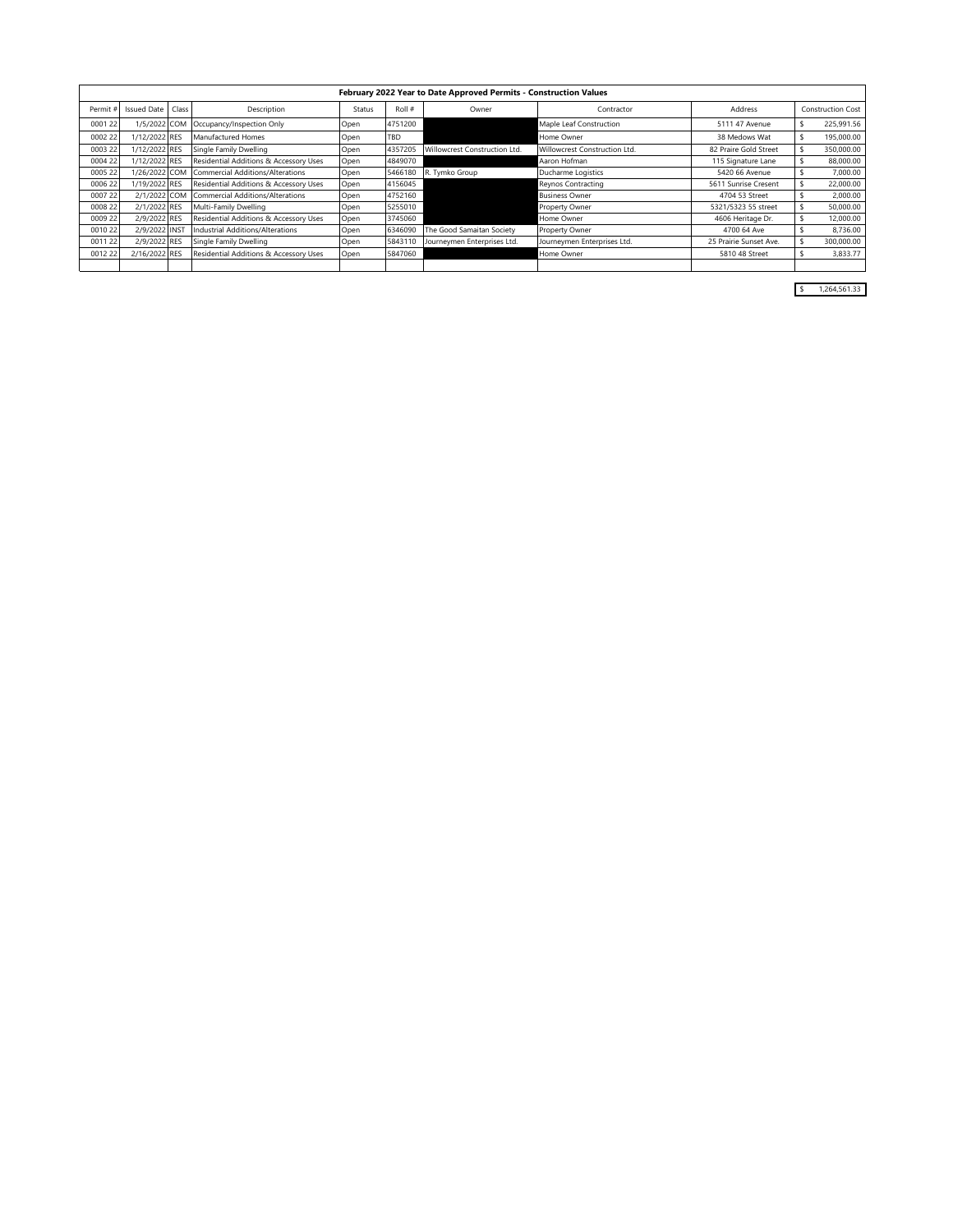| February 2022 Year to Date Approved Permits - Construction Values | | | | | | | | | |
|---|---|---|---|---|---|---|---|---|---|
| Permit # | Issued Date | Class | Description | Status | Roll # | Owner | Contractor | Address | Construction Cost |
| 0001 22 | 1/5/2022 | COM | Occupancy/Inspection Only | Open | 4751200 | | Maple Leaf Construction | 5111 47 Avenue | $ 225,991.56 |
| 0002 22 | 1/12/2022 | RES | Manufactured Homes | Open | TBD | | Home Owner | 38 Medows Wat | $ 195,000.00 |
| 0003 22 | 1/12/2022 | RES | Single Family Dwelling | Open | 4357205 | Willowcrest Construction Ltd. | Willowcrest Construction Ltd. | 82 Praire Gold Street | $ 350,000.00 |
| 0004 22 | 1/12/2022 | RES | Residential Additions & Accessory Uses | Open | 4849070 | | Aaron Hofman | 115 Signature Lane | $ 88,000.00 |
| 0005 22 | 1/26/2022 | COM | Commercial Additions/Alterations | Open | 5466180 | R. Tymko Group | Ducharme Logistics | 5420 66 Avenue | $ 7,000.00 |
| 0006 22 | 1/19/2022 | RES | Residential Additions & Accessory Uses | Open | 4156045 | | Reynos Contracting | 5611 Sunrise Cresent | $ 22,000.00 |
| 0007 22 | 2/1/2022 | COM | Commercial Additions/Alterations | Open | 4752160 | | Business Owner | 4704 53 Street | $ 2,000.00 |
| 0008 22 | 2/1/2022 | RES | Multi-Family Dwelling | Open | 5255010 | | Property Owner | 5321/5323 55 street | $ 50,000.00 |
| 0009 22 | 2/9/2022 | RES | Residential Additions & Accessory Uses | Open | 3745060 | | Home Owner | 4606 Heritage Dr. | $ 12,000.00 |
| 0010 22 | 2/9/2022 | INST | Industrial Additions/Alterations | Open | 6346090 | The Good Samaitan Society | Property Owner | 4700 64 Ave | $ 8,736.00 |
| 0011 22 | 2/9/2022 | RES | Single Family Dwelling | Open | 5843110 | Journeymen Enterprises Ltd. | Journeymen Enterprises Ltd. | 25 Prairie Sunset Ave. | $ 300,000.00 |
| 0012 22 | 2/16/2022 | RES | Residential Additions & Accessory Uses | Open | 5847060 | | Home Owner | 5810 48 Street | $ 3,833.77 |
| | | | | | | | | | |
| | | | | | | | | | $ 1,264,561.33 |